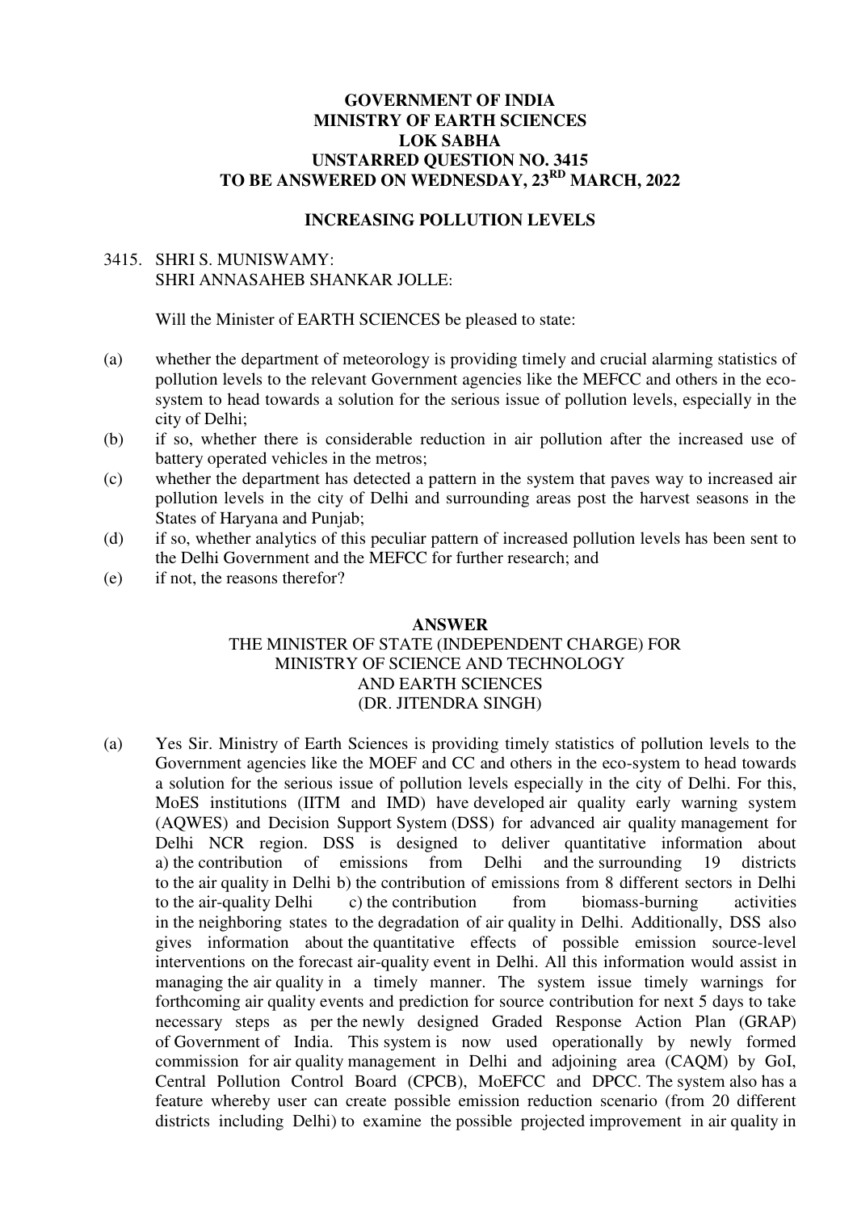**GOVERNMENT OF INDIA**
**MINISTRY OF EARTH SCIENCES**
**LOK SABHA**
**UNSTARRED QUESTION NO. 3415**
**TO BE ANSWERED ON WEDNESDAY, 23[RD] MARCH, 2022**

**INCREASING POLLUTION LEVELS**

3415. SHRI S. MUNISWAMY:
SHRI ANNASAHEB SHANKAR JOLLE:

Will the Minister of EARTH SCIENCES be pleased to state:

(a) whether the department of meteorology is providing timely and crucial alarming statistics of pollution levels to the relevant Government agencies like the MEFCC and others in the eco-system to head towards a solution for the serious issue of pollution levels, especially in the city of Delhi;

(b) if so, whether there is considerable reduction in air pollution after the increased use of battery operated vehicles in the metros;

(c) whether the department has detected a pattern in the system that paves way to increased air pollution levels in the city of Delhi and surrounding areas post the harvest seasons in the States of Haryana and Punjab;

(d) if so, whether analytics of this peculiar pattern of increased pollution levels has been sent to the Delhi Government and the MEFCC for further research; and

(e) if not, the reasons therefor?

**ANSWER**

THE MINISTER OF STATE (INDEPENDENT CHARGE) FOR
MINISTRY OF SCIENCE AND TECHNOLOGY
AND EARTH SCIENCES
(DR. JITENDRA SINGH)

(a) Yes Sir. Ministry of Earth Sciences is providing timely statistics of pollution levels to the Government agencies like the MOEF and CC and others in the eco-system to head towards a solution for the serious issue of pollution levels especially in the city of Delhi. For this, MoES institutions (IITM and IMD) have developed air quality early warning system (AQWES) and Decision Support System (DSS) for advanced air quality management for Delhi NCR region. DSS is designed to deliver quantitative information about a) the contribution of emissions from Delhi and the surrounding 19 districts to the air quality in Delhi b) the contribution of emissions from 8 different sectors in Delhi to the air-quality Delhi c) the contribution from biomass-burning activities in the neighboring states to the degradation of air quality in Delhi. Additionally, DSS also gives information about the quantitative effects of possible emission source-level interventions on the forecast air-quality event in Delhi. All this information would assist in managing the air quality in a timely manner. The system issue timely warnings for forthcoming air quality events and prediction for source contribution for next 5 days to take necessary steps as per the newly designed Graded Response Action Plan (GRAP) of Government of India. This system is now used operationally by newly formed commission for air quality management in Delhi and adjoining area (CAQM) by GoI, Central Pollution Control Board (CPCB), MoEFCC and DPCC. The system also has a feature whereby user can create possible emission reduction scenario (from 20 different districts including Delhi) to examine the possible projected improvement in air quality in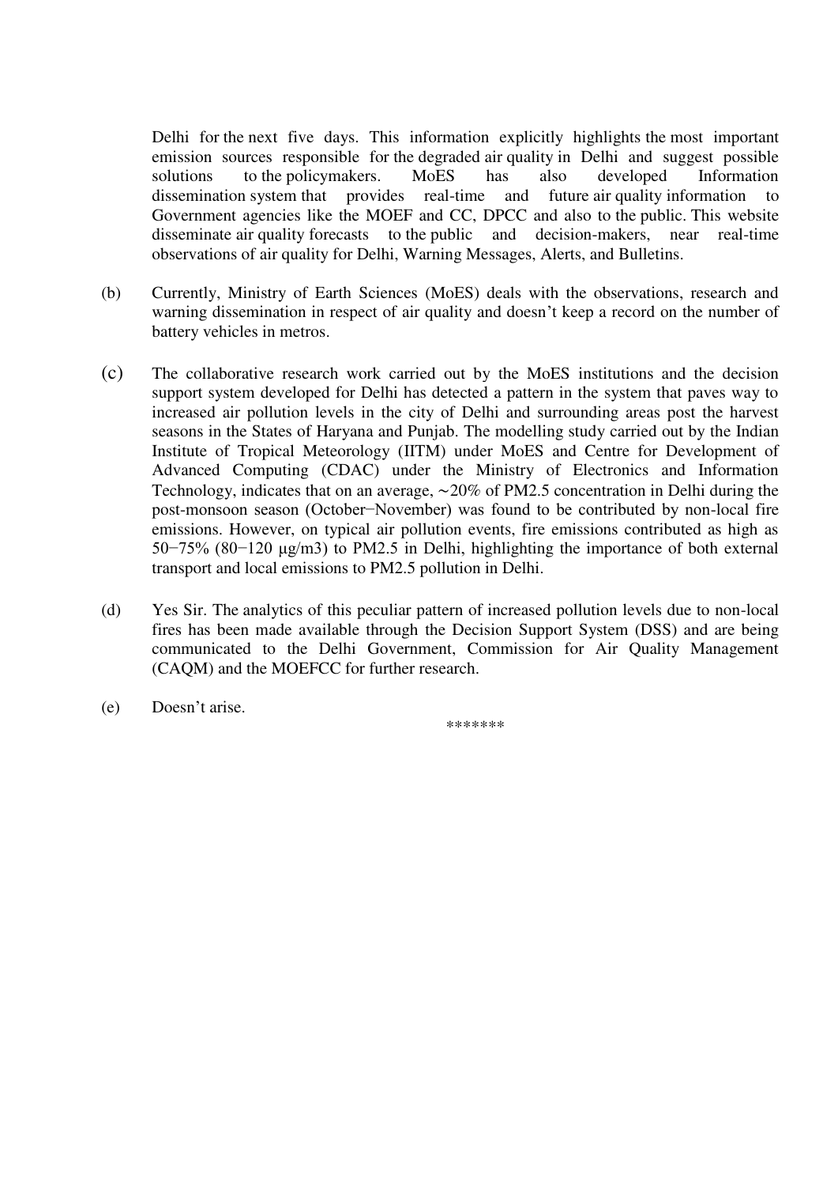Delhi for the next five days. This information explicitly highlights the most important emission sources responsible for the degraded air quality in Delhi and suggest possible solutions to the policymakers. MoES has also developed Information dissemination system that provides real-time and future air quality information to Government agencies like the MOEF and CC, DPCC and also to the public. This website disseminate air quality forecasts to the public and decision-makers, near real-time observations of air quality for Delhi, Warning Messages, Alerts, and Bulletins.

(b) Currently, Ministry of Earth Sciences (MoES) deals with the observations, research and warning dissemination in respect of air quality and doesn't keep a record on the number of battery vehicles in metros.

(c) The collaborative research work carried out by the MoES institutions and the decision support system developed for Delhi has detected a pattern in the system that paves way to increased air pollution levels in the city of Delhi and surrounding areas post the harvest seasons in the States of Haryana and Punjab. The modelling study carried out by the Indian Institute of Tropical Meteorology (IITM) under MoES and Centre for Development of Advanced Computing (CDAC) under the Ministry of Electronics and Information Technology, indicates that on an average, ~20% of PM2.5 concentration in Delhi during the post-monsoon season (October−November) was found to be contributed by non-local fire emissions. However, on typical air pollution events, fire emissions contributed as high as 50−75% (80−120 μg/m3) to PM2.5 in Delhi, highlighting the importance of both external transport and local emissions to PM2.5 pollution in Delhi.

(d) Yes Sir. The analytics of this peculiar pattern of increased pollution levels due to non-local fires has been made available through the Decision Support System (DSS) and are being communicated to the Delhi Government, Commission for Air Quality Management (CAQM) and the MOEFCC for further research.

(e) Doesn't arise.

*******